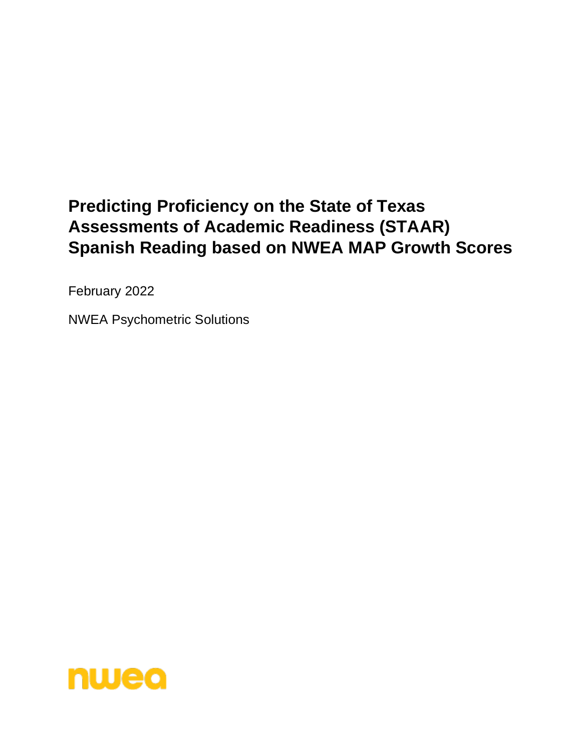# Predicting Proficiency on the State of Texas Assessments of Academic Readiness (STAAR) Spanish Reading based on NWEA MAP Growth Scores

February 2022

NWEA Psychometric Solutions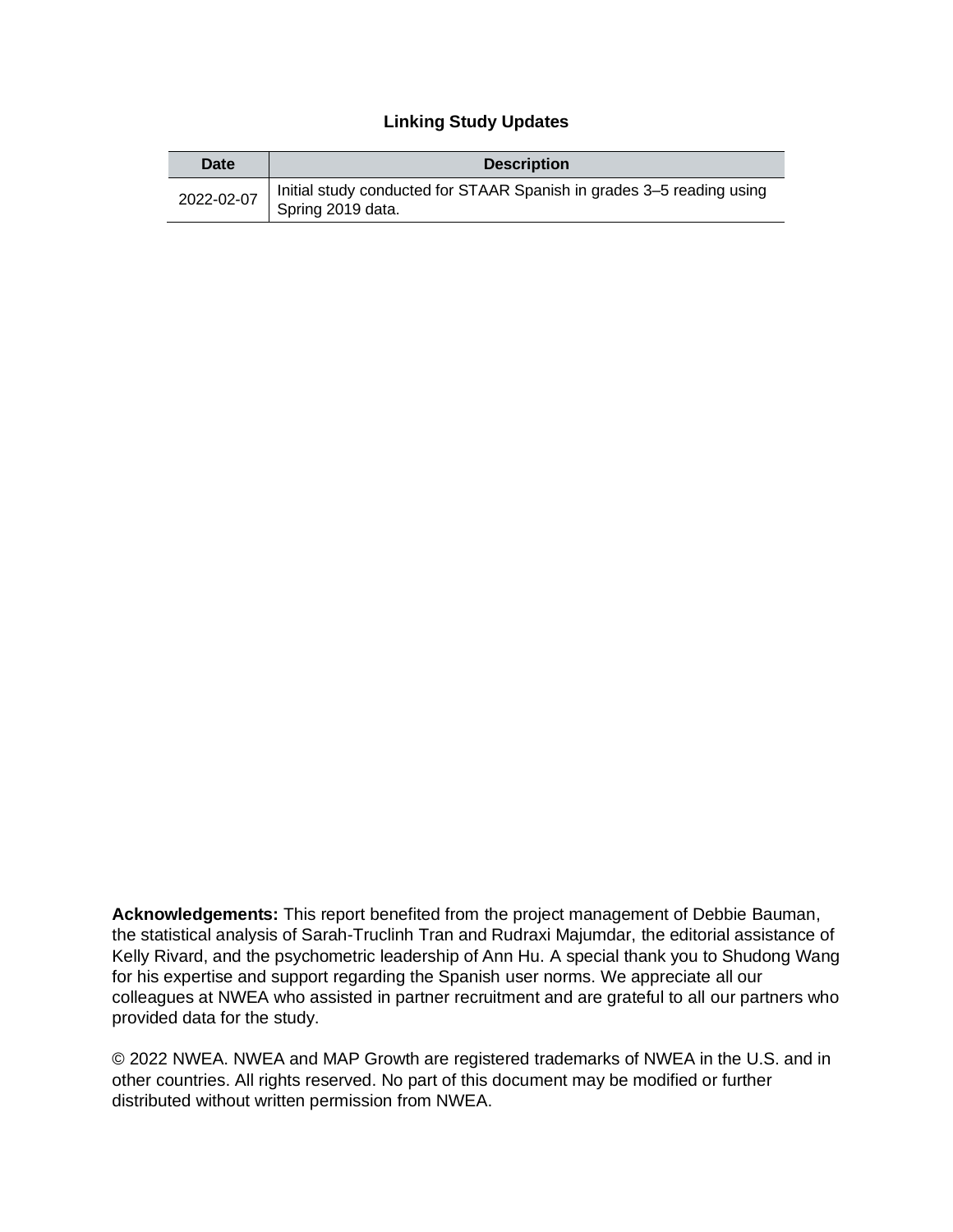**Linking Study Updates**

| Date | Description |
| --- | --- |
| 2022-02-07 | Initial study conducted for STAAR Spanish in grades 3–5 reading using Spring 2019 data. |

**Acknowledgements:** This report benefited from the project management of Debbie Bauman, the statistical analysis of Sarah-Truclinh Tran and Rudraxi Majumdar, the editorial assistance of Kelly Rivard, and the psychometric leadership of Ann Hu. A special thank you to Shudong Wang for his expertise and support regarding the Spanish user norms. We appreciate all our colleagues at NWEA who assisted in partner recruitment and are grateful to all our partners who provided data for the study.

© 2022 NWEA. NWEA and MAP Growth are registered trademarks of NWEA in the U.S. and in other countries. All rights reserved. No part of this document may be modified or further distributed without written permission from NWEA.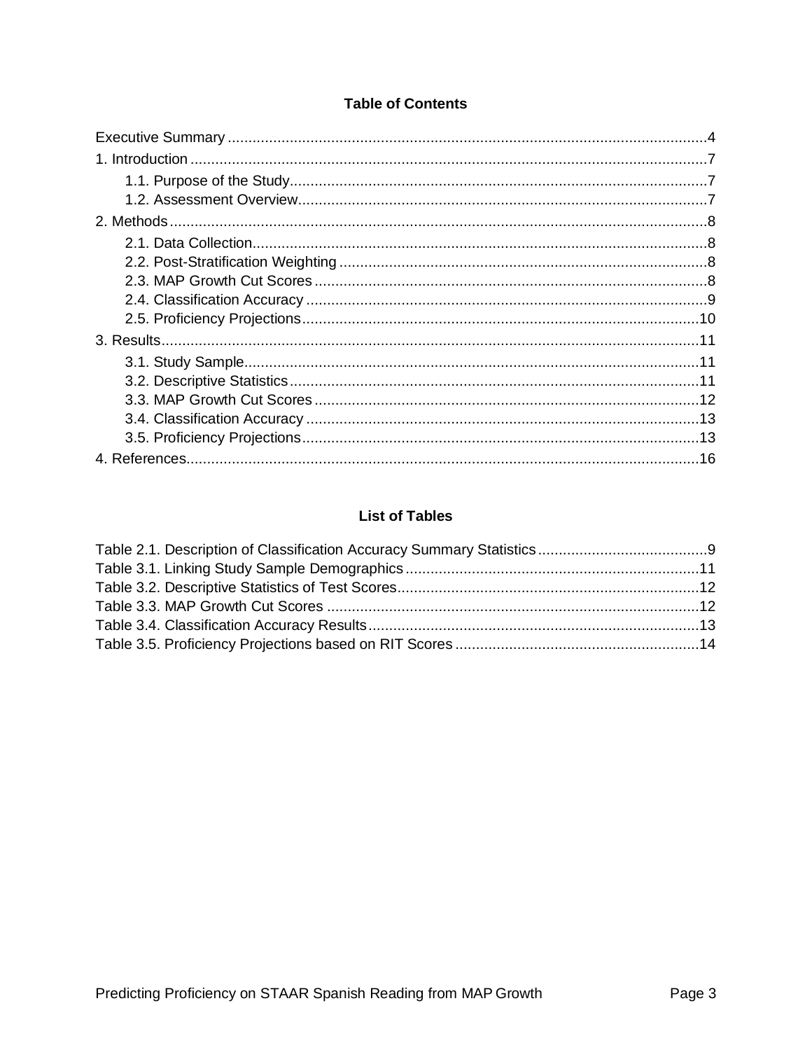## Table of Contents

Executive Summary ....................................................................................................................4

1. Introduction ............................................................................................................................7
   - 1.1. Purpose of the Study....................................................................................................7
   - 1.2. Assessment Overview..................................................................................................7
2. Methods .................................................................................................................................8
   - 2.1. Data Collection.............................................................................................................8
   - 2.2. Post-Stratification Weighting ........................................................................................8
   - 2.3. MAP Growth Cut Scores ..............................................................................................8
   - 2.4. Classification Accuracy ................................................................................................9
   - 2.5. Proficiency Projections................................................................................................10
3. Results..................................................................................................................................11
   - 3.1. Study Sample..............................................................................................................11
   - 3.2. Descriptive Statistics...................................................................................................11
   - 3.3. MAP Growth Cut Scores .............................................................................................12
   - 3.4. Classification Accuracy ...............................................................................................13
   - 3.5. Proficiency Projections................................................................................................13
4. References............................................................................................................................16

## List of Tables

Table 2.1. Description of Classification Accuracy Summary Statistics.........................................9

Table 3.1. Linking Study Sample Demographics......................................................................11

Table 3.2. Descriptive Statistics of Test Scores........................................................................12

Table 3.3. MAP Growth Cut Scores .........................................................................................12

Table 3.4. Classification Accuracy Results...............................................................................13

Table 3.5. Proficiency Projections based on RIT Scores ..........................................................14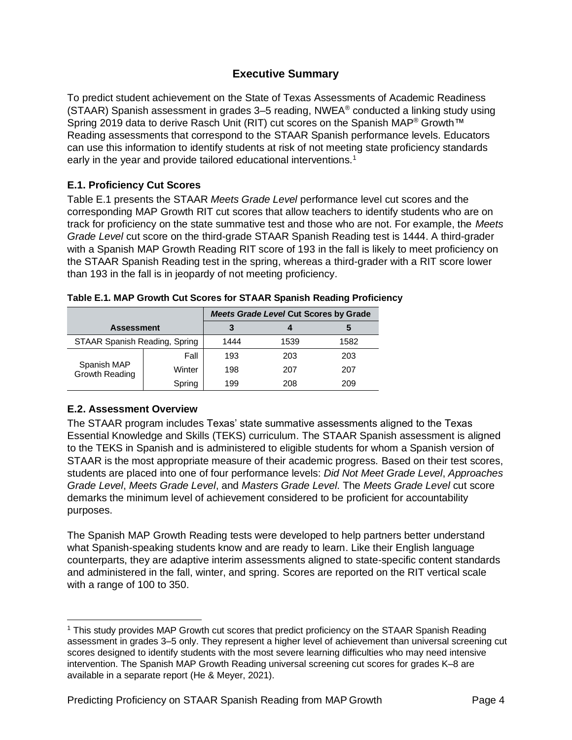# Executive Summary

To predict student achievement on the State of Texas Assessments of Academic Readiness (STAAR) Spanish assessment in grades 3–5 reading, NWEA® conducted a linking study using Spring 2019 data to derive Rasch Unit (RIT) cut scores on the Spanish MAP® Growth™ Reading assessments that correspond to the STAAR Spanish performance levels. Educators can use this information to identify students at risk of not meeting state proficiency standards early in the year and provide tailored educational interventions.[1]

## E.1. Proficiency Cut Scores

Table E.1 presents the STAAR *Meets Grade Level* performance level cut scores and the corresponding MAP Growth RIT cut scores that allow teachers to identify students who are on track for proficiency on the state summative test and those who are not. For example, the *Meets Grade Level* cut score on the third-grade STAAR Spanish Reading test is 1444. A third-grader with a Spanish MAP Growth Reading RIT score of 193 in the fall is likely to meet proficiency on the STAAR Spanish Reading test in the spring, whereas a third-grader with a RIT score lower than 193 in the fall is in jeopardy of not meeting proficiency.

**Table E.1. MAP Growth Cut Scores for STAAR Spanish Reading Proficiency**

| Assessment | | *Meets Grade Level* Cut Scores by Grade | | |
|---|---|---|---|---|
| | | 3 | 4 | 5 |
| STAAR Spanish Reading, Spring | | 1444 | 1539 | 1582 |
| Spanish MAP Growth Reading | Fall | 193 | 203 | 203 |
| | Winter | 198 | 207 | 207 |
| | Spring | 199 | 208 | 209 |

## E.2. Assessment Overview

The STAAR program includes Texas' state summative assessments aligned to the Texas Essential Knowledge and Skills (TEKS) curriculum. The STAAR Spanish assessment is aligned to the TEKS in Spanish and is administered to eligible students for whom a Spanish version of STAAR is the most appropriate measure of their academic progress. Based on their test scores, students are placed into one of four performance levels: *Did Not Meet Grade Level*, *Approaches Grade Level*, *Meets Grade Level*, and *Masters Grade Level*. The *Meets Grade Level* cut score demarks the minimum level of achievement considered to be proficient for accountability purposes.

The Spanish MAP Growth Reading tests were developed to help partners better understand what Spanish-speaking students know and are ready to learn. Like their English language counterparts, they are adaptive interim assessments aligned to state-specific content standards and administered in the fall, winter, and spring. Scores are reported on the RIT vertical scale with a range of 100 to 350.

[1] This study provides MAP Growth cut scores that predict proficiency on the STAAR Spanish Reading assessment in grades 3–5 only. They represent a higher level of achievement than universal screening cut scores designed to identify students with the most severe learning difficulties who may need intensive intervention. The Spanish MAP Growth Reading universal screening cut scores for grades K–8 are available in a separate report (He & Meyer, 2021).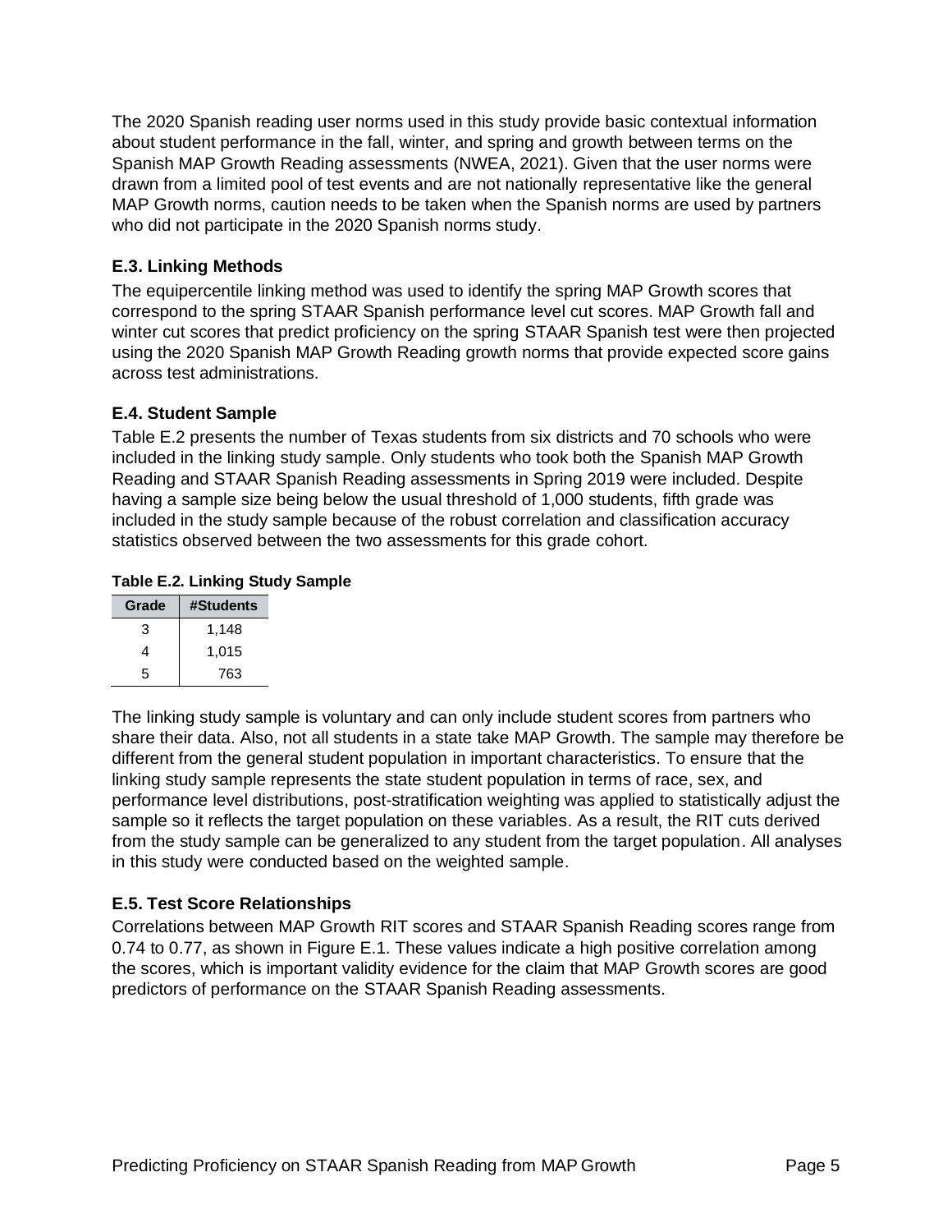The 2020 Spanish reading user norms used in this study provide basic contextual information about student performance in the fall, winter, and spring and growth between terms on the Spanish MAP Growth Reading assessments (NWEA, 2021). Given that the user norms were drawn from a limited pool of test events and are not nationally representative like the general MAP Growth norms, caution needs to be taken when the Spanish norms are used by partners who did not participate in the 2020 Spanish norms study.

### E.3. Linking Methods

The equipercentile linking method was used to identify the spring MAP Growth scores that correspond to the spring STAAR Spanish performance level cut scores. MAP Growth fall and winter cut scores that predict proficiency on the spring STAAR Spanish test were then projected using the 2020 Spanish MAP Growth Reading growth norms that provide expected score gains across test administrations.

### E.4. Student Sample

Table E.2 presents the number of Texas students from six districts and 70 schools who were included in the linking study sample. Only students who took both the Spanish MAP Growth Reading and STAAR Spanish Reading assessments in Spring 2019 were included. Despite having a sample size being below the usual threshold of 1,000 students, fifth grade was included in the study sample because of the robust correlation and classification accuracy statistics observed between the two assessments for this grade cohort.

**Table E.2. Linking Study Sample**

| Grade | #Students |
|---|---|
| 3 | 1,148 |
| 4 | 1,015 |
| 5 | 763 |

The linking study sample is voluntary and can only include student scores from partners who share their data. Also, not all students in a state take MAP Growth. The sample may therefore be different from the general student population in important characteristics. To ensure that the linking study sample represents the state student population in terms of race, sex, and performance level distributions, post-stratification weighting was applied to statistically adjust the sample so it reflects the target population on these variables. As a result, the RIT cuts derived from the study sample can be generalized to any student from the target population. All analyses in this study were conducted based on the weighted sample.

### E.5. Test Score Relationships

Correlations between MAP Growth RIT scores and STAAR Spanish Reading scores range from 0.74 to 0.77, as shown in Figure E.1. These values indicate a high positive correlation among the scores, which is important validity evidence for the claim that MAP Growth scores are good predictors of performance on the STAAR Spanish Reading assessments.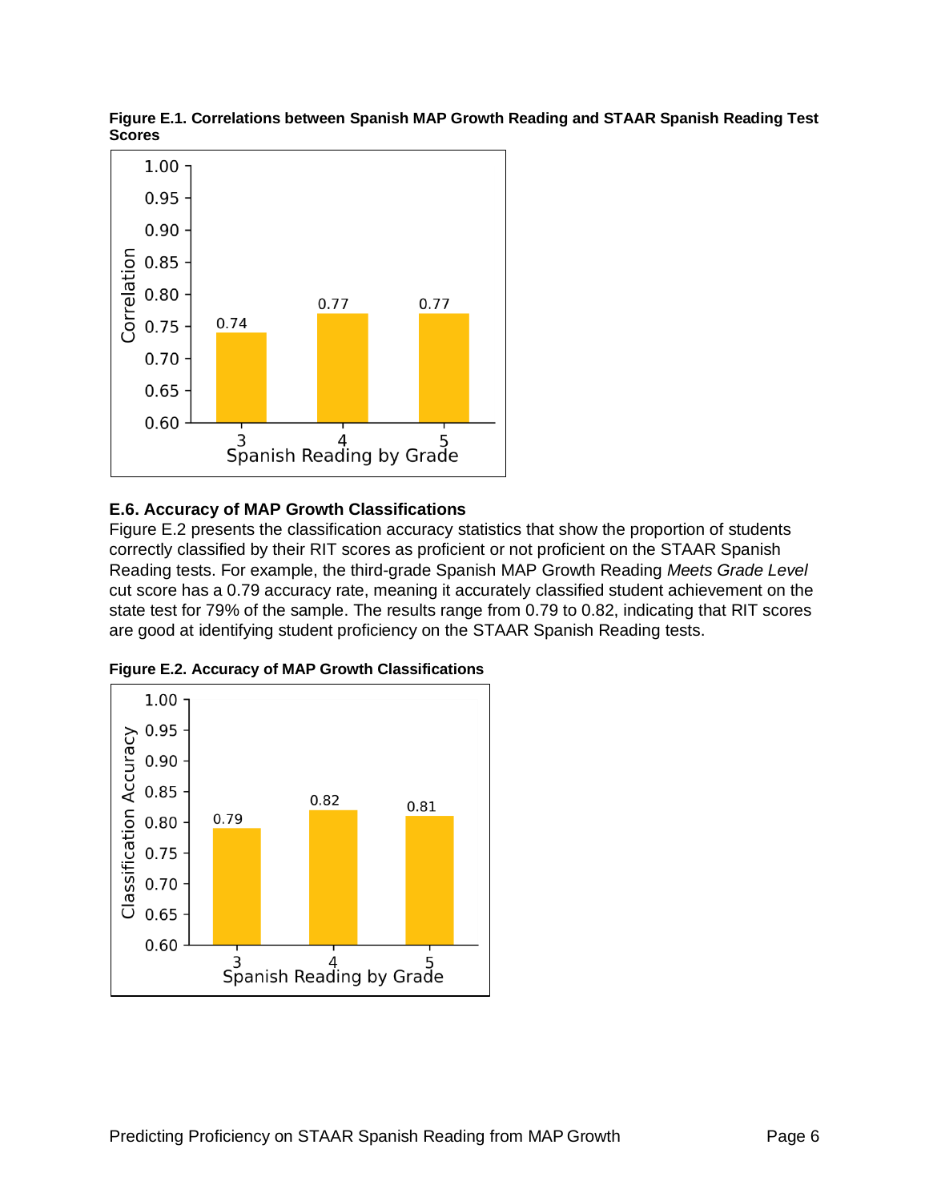**Figure E.1. Correlations between Spanish MAP Growth Reading and STAAR Spanish Reading Test Scores**

## E.6. Accuracy of MAP Growth Classifications

Figure E.2 presents the classification accuracy statistics that show the proportion of students correctly classified by their RIT scores as proficient or not proficient on the STAAR Spanish Reading tests. For example, the third-grade Spanish MAP Growth Reading *Meets Grade Level* cut score has a 0.79 accuracy rate, meaning it accurately classified student achievement on the state test for 79% of the sample. The results range from 0.79 to 0.82, indicating that RIT scores are good at identifying student proficiency on the STAAR Spanish Reading tests.

**Figure E.2. Accuracy of MAP Growth Classifications**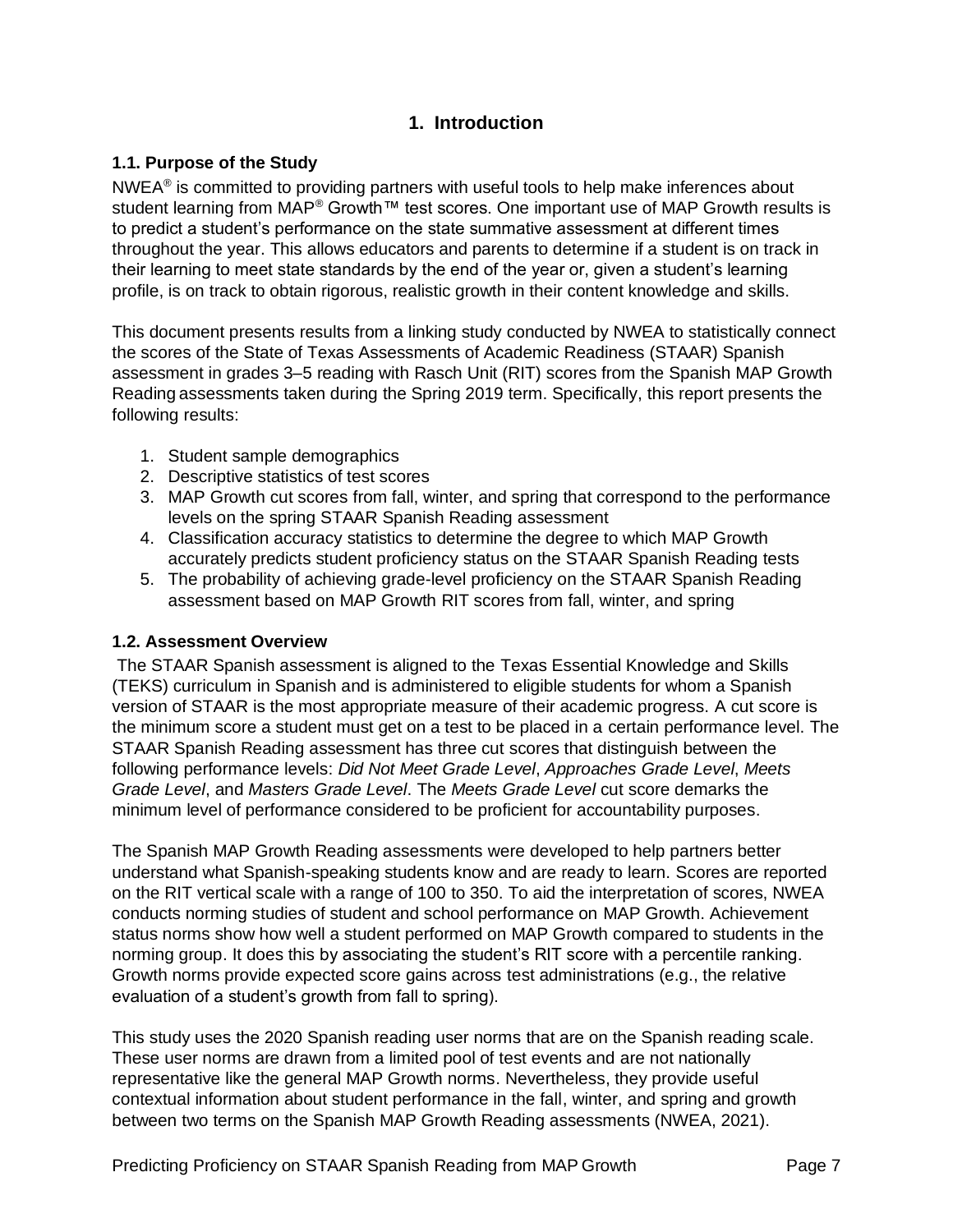# 1. Introduction

## 1.1. Purpose of the Study

NWEA® is committed to providing partners with useful tools to help make inferences about student learning from MAP® Growth™ test scores. One important use of MAP Growth results is to predict a student's performance on the state summative assessment at different times throughout the year. This allows educators and parents to determine if a student is on track in their learning to meet state standards by the end of the year or, given a student's learning profile, is on track to obtain rigorous, realistic growth in their content knowledge and skills.

This document presents results from a linking study conducted by NWEA to statistically connect the scores of the State of Texas Assessments of Academic Readiness (STAAR) Spanish assessment in grades 3–5 reading with Rasch Unit (RIT) scores from the Spanish MAP Growth Reading assessments taken during the Spring 2019 term. Specifically, this report presents the following results:

1. Student sample demographics
2. Descriptive statistics of test scores
3. MAP Growth cut scores from fall, winter, and spring that correspond to the performance levels on the spring STAAR Spanish Reading assessment
4. Classification accuracy statistics to determine the degree to which MAP Growth accurately predicts student proficiency status on the STAAR Spanish Reading tests
5. The probability of achieving grade-level proficiency on the STAAR Spanish Reading assessment based on MAP Growth RIT scores from fall, winter, and spring

## 1.2. Assessment Overview

The STAAR Spanish assessment is aligned to the Texas Essential Knowledge and Skills (TEKS) curriculum in Spanish and is administered to eligible students for whom a Spanish version of STAAR is the most appropriate measure of their academic progress. A cut score is the minimum score a student must get on a test to be placed in a certain performance level. The STAAR Spanish Reading assessment has three cut scores that distinguish between the following performance levels: *Did Not Meet Grade Level*, *Approaches Grade Level*, *Meets Grade Level*, and *Masters Grade Level*. The *Meets Grade Level* cut score demarks the minimum level of performance considered to be proficient for accountability purposes.

The Spanish MAP Growth Reading assessments were developed to help partners better understand what Spanish-speaking students know and are ready to learn. Scores are reported on the RIT vertical scale with a range of 100 to 350. To aid the interpretation of scores, NWEA conducts norming studies of student and school performance on MAP Growth. Achievement status norms show how well a student performed on MAP Growth compared to students in the norming group. It does this by associating the student's RIT score with a percentile ranking. Growth norms provide expected score gains across test administrations (e.g., the relative evaluation of a student's growth from fall to spring).

This study uses the 2020 Spanish reading user norms that are on the Spanish reading scale. These user norms are drawn from a limited pool of test events and are not nationally representative like the general MAP Growth norms. Nevertheless, they provide useful contextual information about student performance in the fall, winter, and spring and growth between two terms on the Spanish MAP Growth Reading assessments (NWEA, 2021).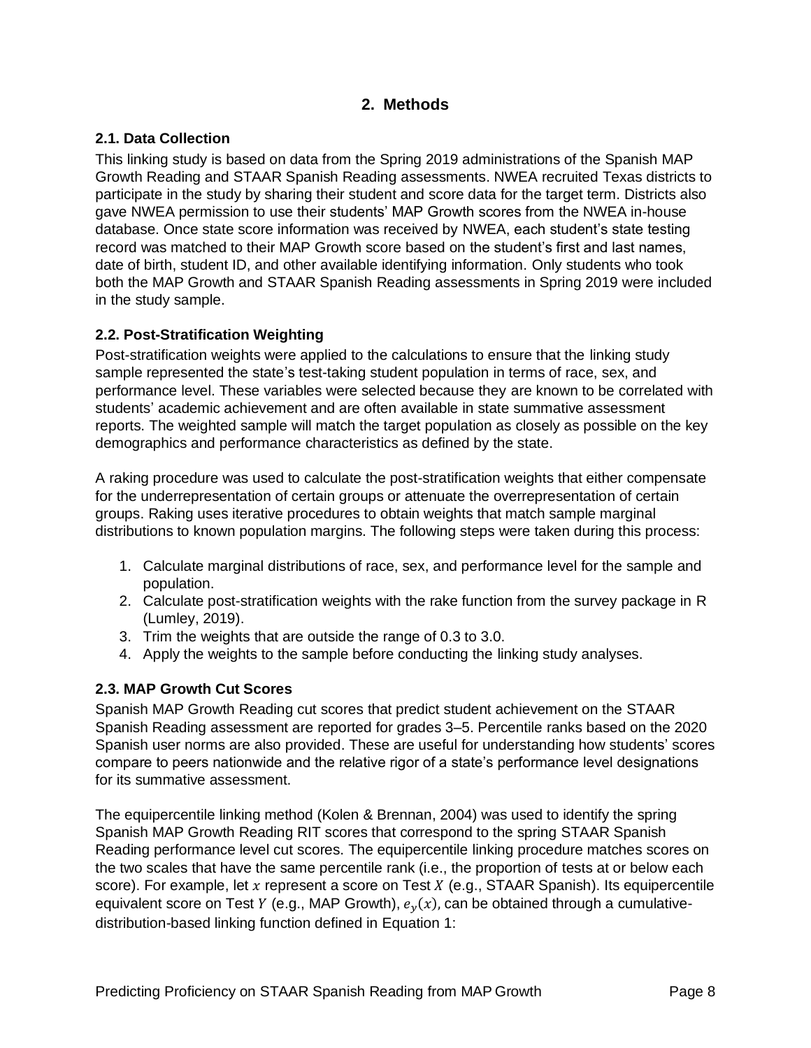## 2. Methods

### 2.1. Data Collection

This linking study is based on data from the Spring 2019 administrations of the Spanish MAP Growth Reading and STAAR Spanish Reading assessments. NWEA recruited Texas districts to participate in the study by sharing their student and score data for the target term. Districts also gave NWEA permission to use their students' MAP Growth scores from the NWEA in-house database. Once state score information was received by NWEA, each student's state testing record was matched to their MAP Growth score based on the student's first and last names, date of birth, student ID, and other available identifying information. Only students who took both the MAP Growth and STAAR Spanish Reading assessments in Spring 2019 were included in the study sample.

### 2.2. Post-Stratification Weighting

Post-stratification weights were applied to the calculations to ensure that the linking study sample represented the state's test-taking student population in terms of race, sex, and performance level. These variables were selected because they are known to be correlated with students' academic achievement and are often available in state summative assessment reports. The weighted sample will match the target population as closely as possible on the key demographics and performance characteristics as defined by the state.

A raking procedure was used to calculate the post-stratification weights that either compensate for the underrepresentation of certain groups or attenuate the overrepresentation of certain groups. Raking uses iterative procedures to obtain weights that match sample marginal distributions to known population margins. The following steps were taken during this process:

1. Calculate marginal distributions of race, sex, and performance level for the sample and population.
2. Calculate post-stratification weights with the rake function from the survey package in R (Lumley, 2019).
3. Trim the weights that are outside the range of 0.3 to 3.0.
4. Apply the weights to the sample before conducting the linking study analyses.

### 2.3. MAP Growth Cut Scores

Spanish MAP Growth Reading cut scores that predict student achievement on the STAAR Spanish Reading assessment are reported for grades 3–5. Percentile ranks based on the 2020 Spanish user norms are also provided. These are useful for understanding how students' scores compare to peers nationwide and the relative rigor of a state's performance level designations for its summative assessment.

The equipercentile linking method (Kolen & Brennan, 2004) was used to identify the spring Spanish MAP Growth Reading RIT scores that correspond to the spring STAAR Spanish Reading performance level cut scores. The equipercentile linking procedure matches scores on the two scales that have the same percentile rank (i.e., the proportion of tests at or below each score). For example, let $x$ represent a score on Test $X$ (e.g., STAAR Spanish). Its equipercentile equivalent score on Test $Y$ (e.g., MAP Growth), $e_y(x)$, can be obtained through a cumulative-distribution-based linking function defined in Equation 1: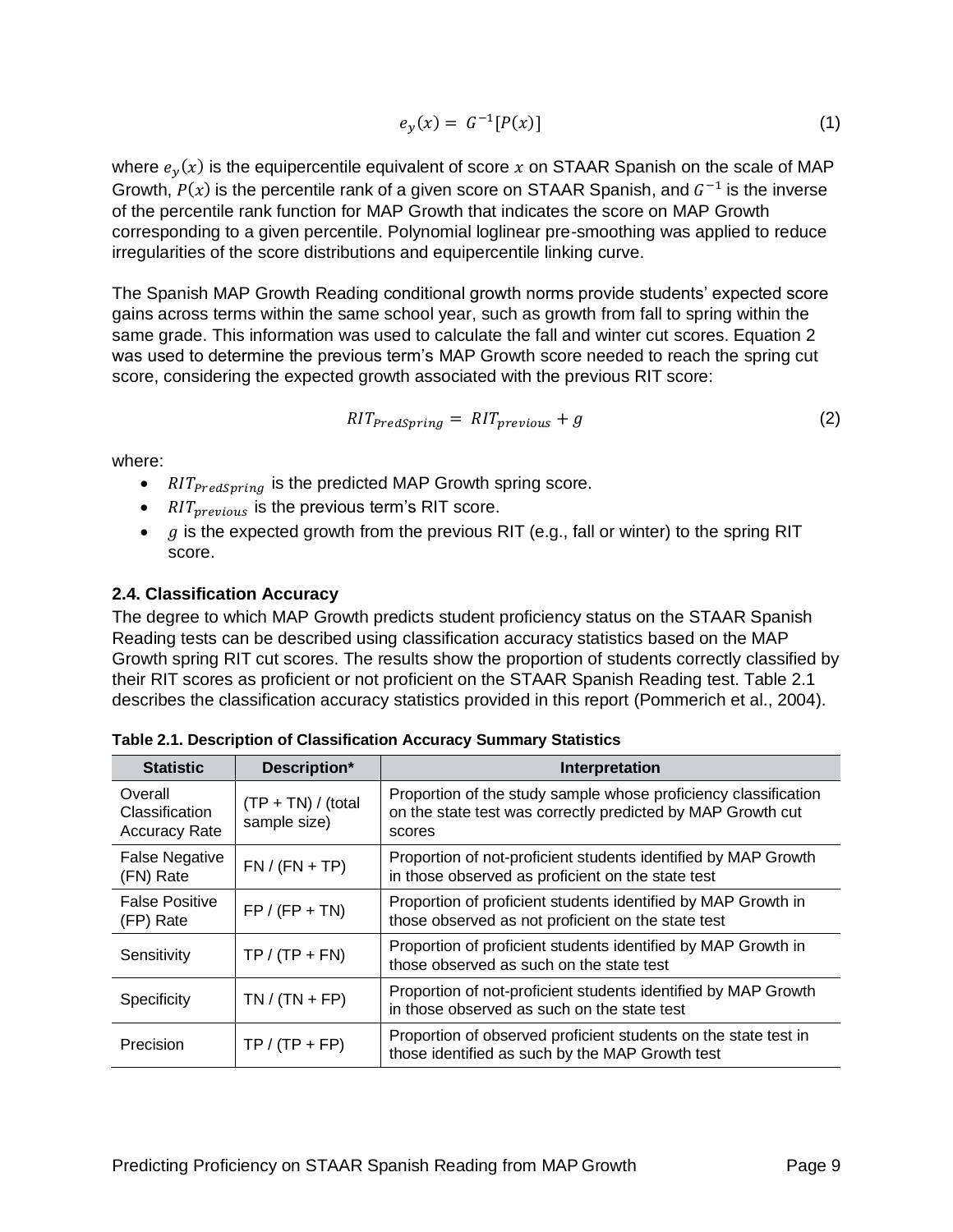$$e_y(x) = G^{-1}[P(x)] \tag{1}$$

where $e_y(x)$ is the equipercentile equivalent of score $x$ on STAAR Spanish on the scale of MAP Growth, $P(x)$ is the percentile rank of a given score on STAAR Spanish, and $G^{-1}$ is the inverse of the percentile rank function for MAP Growth that indicates the score on MAP Growth corresponding to a given percentile. Polynomial loglinear pre-smoothing was applied to reduce irregularities of the score distributions and equipercentile linking curve.

The Spanish MAP Growth Reading conditional growth norms provide students' expected score gains across terms within the same school year, such as growth from fall to spring within the same grade. This information was used to calculate the fall and winter cut scores. Equation 2 was used to determine the previous term's MAP Growth score needed to reach the spring cut score, considering the expected growth associated with the previous RIT score:

$$RIT_{PredSpring} = RIT_{previous} + g \tag{2}$$

where:

- $RIT_{PredSpring}$ is the predicted MAP Growth spring score.
- $RIT_{previous}$ is the previous term's RIT score.
- $g$ is the expected growth from the previous RIT (e.g., fall or winter) to the spring RIT score.

### 2.4. Classification Accuracy

The degree to which MAP Growth predicts student proficiency status on the STAAR Spanish Reading tests can be described using classification accuracy statistics based on the MAP Growth spring RIT cut scores. The results show the proportion of students correctly classified by their RIT scores as proficient or not proficient on the STAAR Spanish Reading test. Table 2.1 describes the classification accuracy statistics provided in this report (Pommerich et al., 2004).

**Table 2.1. Description of Classification Accuracy Summary Statistics**

| Statistic | Description* | Interpretation |
|---|---|---|
| Overall Classification Accuracy Rate | (TP + TN) / (total sample size) | Proportion of the study sample whose proficiency classification on the state test was correctly predicted by MAP Growth cut scores |
| False Negative (FN) Rate | FN / (FN + TP) | Proportion of not-proficient students identified by MAP Growth in those observed as proficient on the state test |
| False Positive (FP) Rate | FP / (FP + TN) | Proportion of proficient students identified by MAP Growth in those observed as not proficient on the state test |
| Sensitivity | TP / (TP + FN) | Proportion of proficient students identified by MAP Growth in those observed as such on the state test |
| Specificity | TN / (TN + FP) | Proportion of not-proficient students identified by MAP Growth in those observed as such on the state test |
| Precision | TP / (TP + FP) | Proportion of observed proficient students on the state test in those identified as such by the MAP Growth test |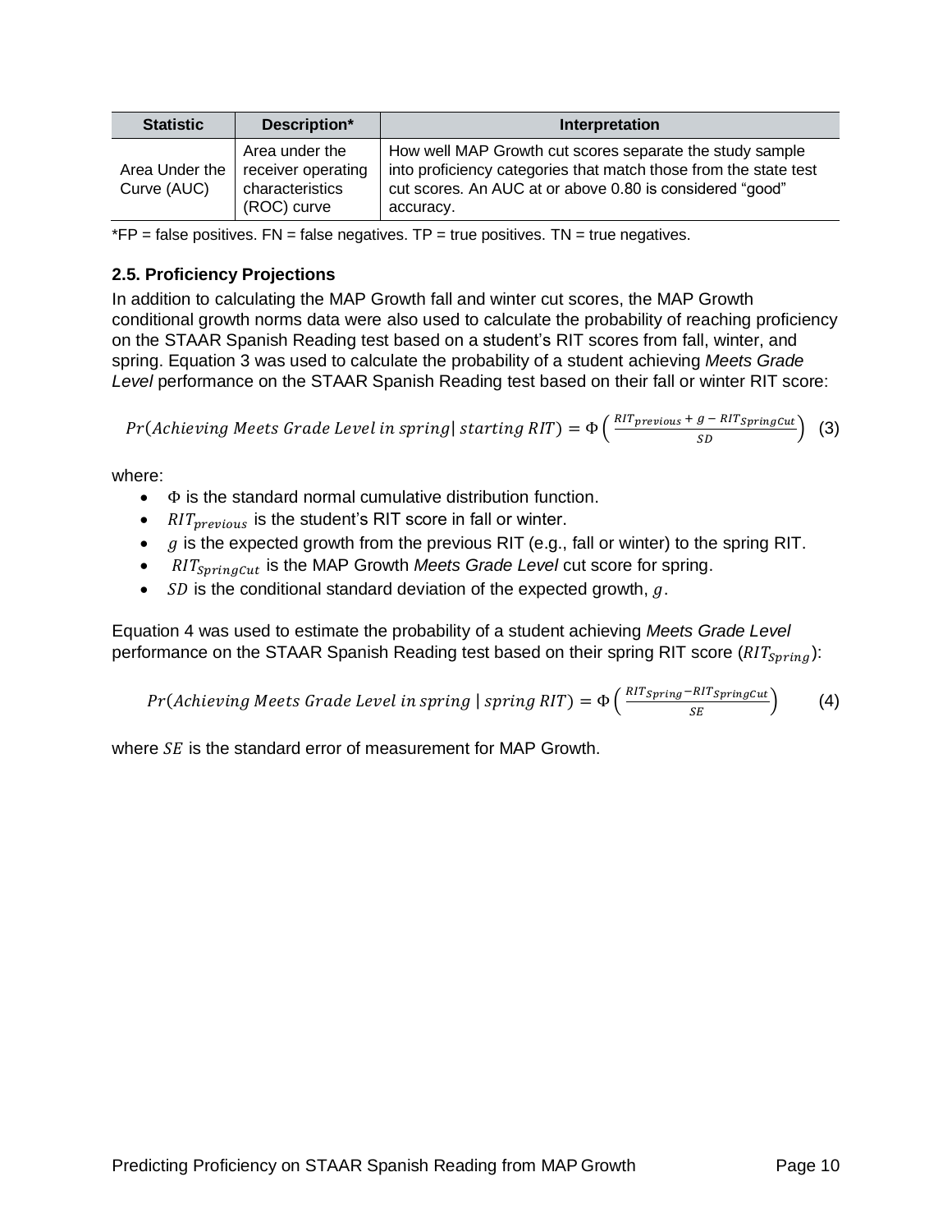| Statistic | Description* | Interpretation |
|---|---|---|
| Area Under the Curve (AUC) | Area under the receiver operating characteristics (ROC) curve | How well MAP Growth cut scores separate the study sample into proficiency categories that match those from the state test cut scores. An AUC at or above 0.80 is considered "good" accuracy. |

*FP = false positives. FN = false negatives. TP = true positives. TN = true negatives.

### 2.5. Proficiency Projections

In addition to calculating the MAP Growth fall and winter cut scores, the MAP Growth conditional growth norms data were also used to calculate the probability of reaching proficiency on the STAAR Spanish Reading test based on a student's RIT scores from fall, winter, and spring. Equation 3 was used to calculate the probability of a student achieving *Meets Grade Level* performance on the STAAR Spanish Reading test based on their fall or winter RIT score:

$$Pr(Achieving\ Meets\ Grade\ Level\ in\ spring|\ starting\ RIT) = \Phi\left(\frac{RIT_{previous} + g - RIT_{SpringCut}}{SD}\right) \quad (3)$$

where:

- $\Phi$ is the standard normal cumulative distribution function.
- $RIT_{previous}$ is the student's RIT score in fall or winter.
- $g$ is the expected growth from the previous RIT (e.g., fall or winter) to the spring RIT.
- $RIT_{SpringCut}$ is the MAP Growth *Meets Grade Level* cut score for spring.
- $SD$ is the conditional standard deviation of the expected growth, $g$.

Equation 4 was used to estimate the probability of a student achieving *Meets Grade Level* performance on the STAAR Spanish Reading test based on their spring RIT score ($RIT_{Spring}$):

$$Pr(Achieving\ Meets\ Grade\ Level\ in\ spring\ |\ spring\ RIT) = \Phi\left(\frac{RIT_{Spring} - RIT_{SpringCut}}{SE}\right) \quad (4)$$

where $SE$ is the standard error of measurement for MAP Growth.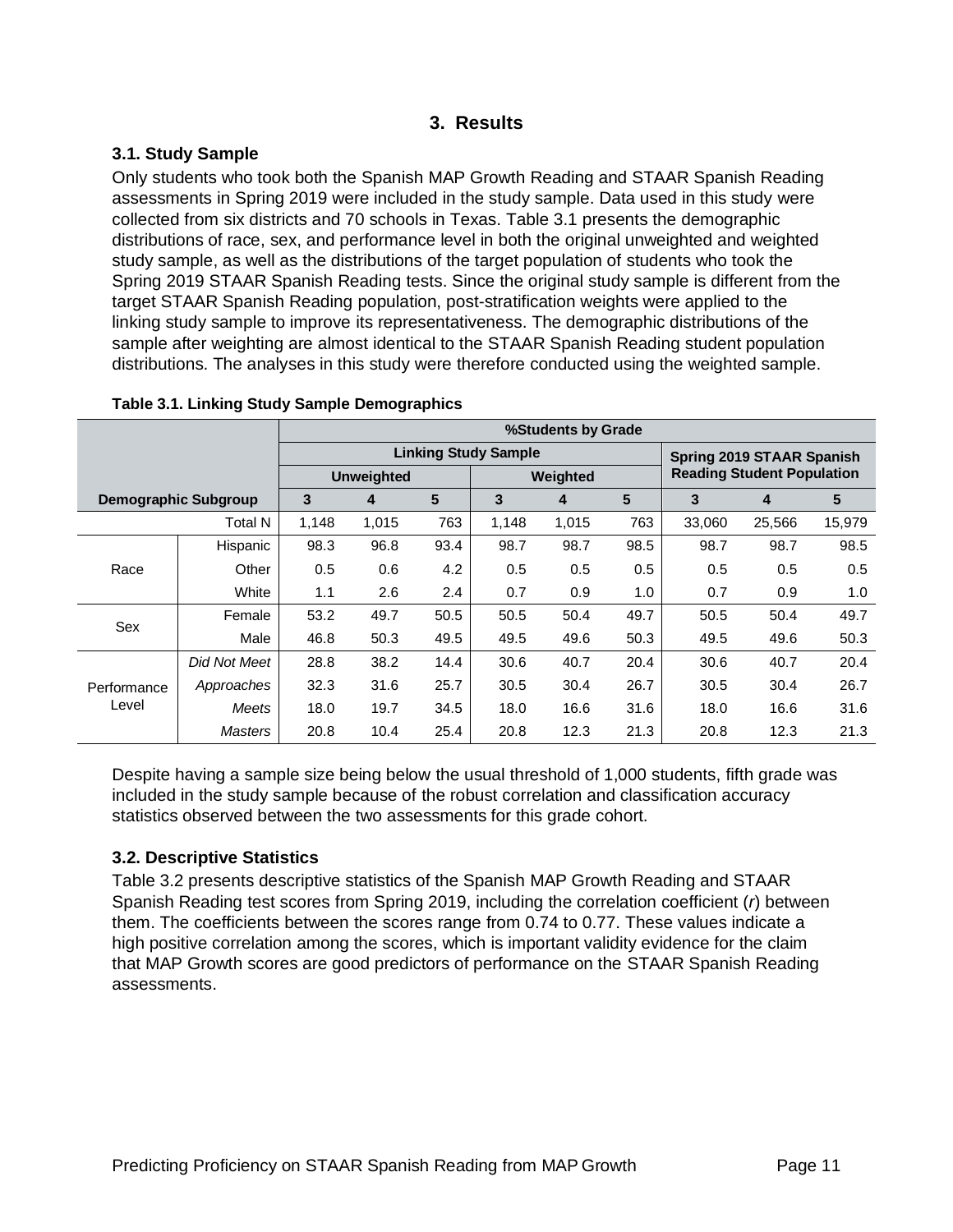# 3. Results

## 3.1. Study Sample

Only students who took both the Spanish MAP Growth Reading and STAAR Spanish Reading assessments in Spring 2019 were included in the study sample. Data used in this study were collected from six districts and 70 schools in Texas. Table 3.1 presents the demographic distributions of race, sex, and performance level in both the original unweighted and weighted study sample, as well as the distributions of the target population of students who took the Spring 2019 STAAR Spanish Reading tests. Since the original study sample is different from the target STAAR Spanish Reading population, post-stratification weights were applied to the linking study sample to improve its representativeness. The demographic distributions of the sample after weighting are almost identical to the STAAR Spanish Reading student population distributions. The analyses in this study were therefore conducted using the weighted sample.

**Table 3.1. Linking Study Sample Demographics**

| | | %Students by Grade | | | | | | | | |
|---|---|---|---|---|---|---|---|---|---|---|
| | | Linking Study Sample | | | | | | Spring 2019 STAAR Spanish Reading Student Population | | |
| | | Unweighted | | | Weighted | | | | | |
| **Demographic Subgroup** | | **3** | **4** | **5** | **3** | **4** | **5** | **3** | **4** | **5** |
| | Total N | 1,148 | 1,015 | 763 | 1,148 | 1,015 | 763 | 33,060 | 25,566 | 15,979 |
| Race | Hispanic | 98.3 | 96.8 | 93.4 | 98.7 | 98.7 | 98.5 | 98.7 | 98.7 | 98.5 |
| | Other | 0.5 | 0.6 | 4.2 | 0.5 | 0.5 | 0.5 | 0.5 | 0.5 | 0.5 |
| | White | 1.1 | 2.6 | 2.4 | 0.7 | 0.9 | 1.0 | 0.7 | 0.9 | 1.0 |
| Sex | Female | 53.2 | 49.7 | 50.5 | 50.5 | 50.4 | 49.7 | 50.5 | 50.4 | 49.7 |
| | Male | 46.8 | 50.3 | 49.5 | 49.5 | 49.6 | 50.3 | 49.5 | 49.6 | 50.3 |
| Performance Level | *Did Not Meet* | 28.8 | 38.2 | 14.4 | 30.6 | 40.7 | 20.4 | 30.6 | 40.7 | 20.4 |
| | *Approaches* | 32.3 | 31.6 | 25.7 | 30.5 | 30.4 | 26.7 | 30.5 | 30.4 | 26.7 |
| | *Meets* | 18.0 | 19.7 | 34.5 | 18.0 | 16.6 | 31.6 | 18.0 | 16.6 | 31.6 |
| | *Masters* | 20.8 | 10.4 | 25.4 | 20.8 | 12.3 | 21.3 | 20.8 | 12.3 | 21.3 |

Despite having a sample size being below the usual threshold of 1,000 students, fifth grade was included in the study sample because of the robust correlation and classification accuracy statistics observed between the two assessments for this grade cohort.

## 3.2. Descriptive Statistics

Table 3.2 presents descriptive statistics of the Spanish MAP Growth Reading and STAAR Spanish Reading test scores from Spring 2019, including the correlation coefficient ($r$) between them. The coefficients between the scores range from 0.74 to 0.77. These values indicate a high positive correlation among the scores, which is important validity evidence for the claim that MAP Growth scores are good predictors of performance on the STAAR Spanish Reading assessments.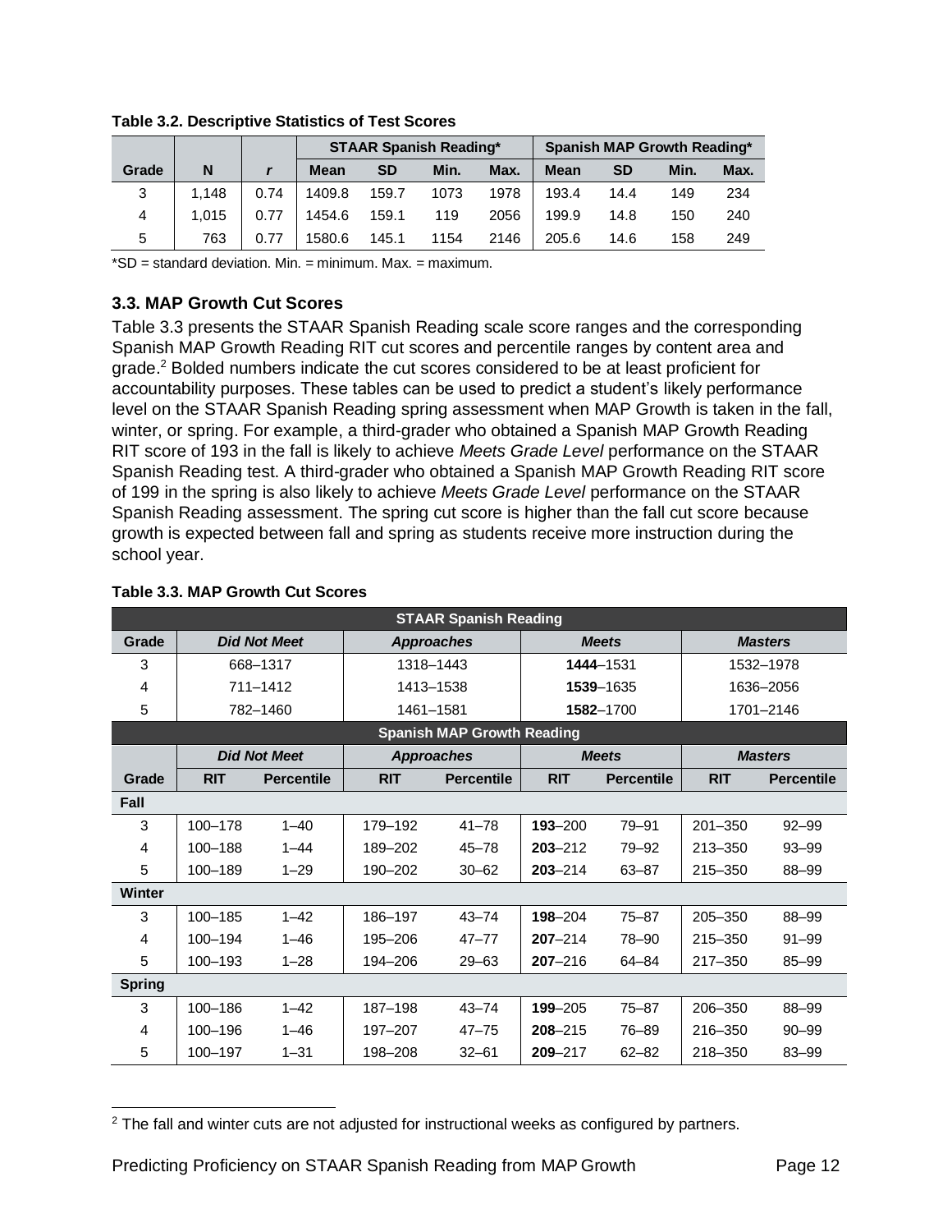**Table 3.2. Descriptive Statistics of Test Scores**

| | | | STAAR Spanish Reading* | | | | Spanish MAP Growth Reading* | | | |
|---|---|---|---|---|---|---|---|---|---|---|
| **Grade** | **N** | ***r*** | **Mean** | **SD** | **Min.** | **Max.** | **Mean** | **SD** | **Min.** | **Max.** |
| 3 | 1,148 | 0.74 | 1409.8 | 159.7 | 1073 | 1978 | 193.4 | 14.4 | 149 | 234 |
| 4 | 1,015 | 0.77 | 1454.6 | 159.1 | 119 | 2056 | 199.9 | 14.8 | 150 | 240 |
| 5 | 763 | 0.77 | 1580.6 | 145.1 | 1154 | 2146 | 205.6 | 14.6 | 158 | 249 |

*SD = standard deviation. Min. = minimum. Max. = maximum.

### 3.3. MAP Growth Cut Scores

Table 3.3 presents the STAAR Spanish Reading scale score ranges and the corresponding Spanish MAP Growth Reading RIT cut scores and percentile ranges by content area and grade.[2] Bolded numbers indicate the cut scores considered to be at least proficient for accountability purposes. These tables can be used to predict a student's likely performance level on the STAAR Spanish Reading spring assessment when MAP Growth is taken in the fall, winter, or spring. For example, a third-grader who obtained a Spanish MAP Growth Reading RIT score of 193 in the fall is likely to achieve *Meets Grade Level* performance on the STAAR Spanish Reading test. A third-grader who obtained a Spanish MAP Growth Reading RIT score of 199 in the spring is also likely to achieve *Meets Grade Level* performance on the STAAR Spanish Reading assessment. The spring cut score is higher than the fall cut score because growth is expected between fall and spring as students receive more instruction during the school year.

**Table 3.3. MAP Growth Cut Scores**

| STAAR Spanish Reading | | | | | | | | |
|---|---|---|---|---|---|---|---|---|
| **Grade** | ***Did Not Meet*** | | ***Approaches*** | | ***Meets*** | | ***Masters*** | |
| 3 | 668–1317 | | 1318–1443 | | **1444**–1531 | | 1532–1978 | |
| 4 | 711–1412 | | 1413–1538 | | **1539**–1635 | | 1636–2056 | |
| 5 | 782–1460 | | 1461–1581 | | **1582**–1700 | | 1701–2146 | |
| **Spanish MAP Growth Reading** | | | | | | | | |
| | ***Did Not Meet*** | | ***Approaches*** | | ***Meets*** | | ***Masters*** | |
| **Grade** | **RIT** | **Percentile** | **RIT** | **Percentile** | **RIT** | **Percentile** | **RIT** | **Percentile** |
| **Fall** | | | | | | | | |
| 3 | 100–178 | 1–40 | 179–192 | 41–78 | **193**–200 | 79–91 | 201–350 | 92–99 |
| 4 | 100–188 | 1–44 | 189–202 | 45–78 | **203**–212 | 79–92 | 213–350 | 93–99 |
| 5 | 100–189 | 1–29 | 190–202 | 30–62 | **203**–214 | 63–87 | 215–350 | 88–99 |
| **Winter** | | | | | | | | |
| 3 | 100–185 | 1–42 | 186–197 | 43–74 | **198**–204 | 75–87 | 205–350 | 88–99 |
| 4 | 100–194 | 1–46 | 195–206 | 47–77 | **207**–214 | 78–90 | 215–350 | 91–99 |
| 5 | 100–193 | 1–28 | 194–206 | 29–63 | **207**–216 | 64–84 | 217–350 | 85–99 |
| **Spring** | | | | | | | | |
| 3 | 100–186 | 1–42 | 187–198 | 43–74 | **199**–205 | 75–87 | 206–350 | 88–99 |
| 4 | 100–196 | 1–46 | 197–207 | 47–75 | **208**–215 | 76–89 | 216–350 | 90–99 |
| 5 | 100–197 | 1–31 | 198–208 | 32–61 | **209**–217 | 62–82 | 218–350 | 83–99 |

[2] The fall and winter cuts are not adjusted for instructional weeks as configured by partners.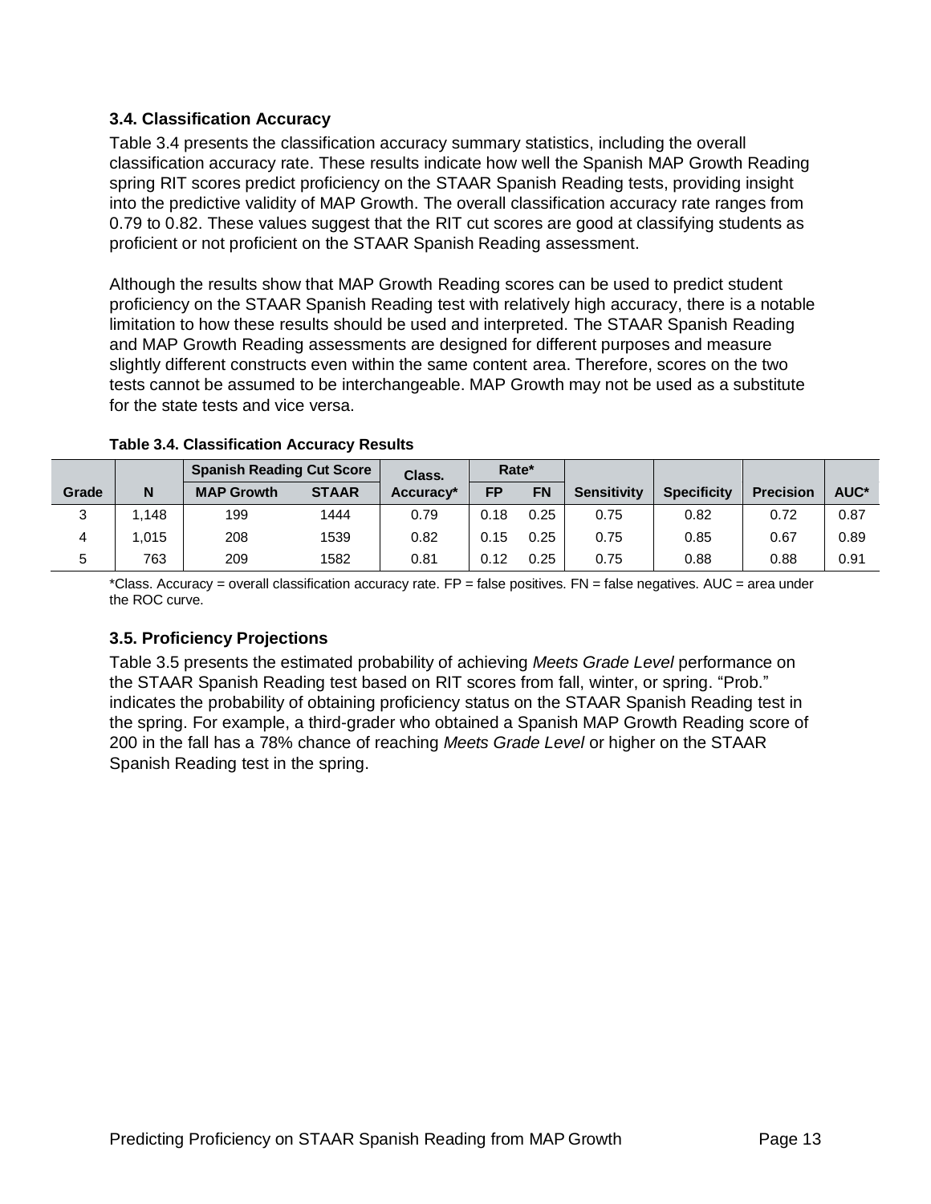### 3.4. Classification Accuracy

Table 3.4 presents the classification accuracy summary statistics, including the overall classification accuracy rate. These results indicate how well the Spanish MAP Growth Reading spring RIT scores predict proficiency on the STAAR Spanish Reading tests, providing insight into the predictive validity of MAP Growth. The overall classification accuracy rate ranges from 0.79 to 0.82. These values suggest that the RIT cut scores are good at classifying students as proficient or not proficient on the STAAR Spanish Reading assessment.

Although the results show that MAP Growth Reading scores can be used to predict student proficiency on the STAAR Spanish Reading test with relatively high accuracy, there is a notable limitation to how these results should be used and interpreted. The STAAR Spanish Reading and MAP Growth Reading assessments are designed for different purposes and measure slightly different constructs even within the same content area. Therefore, scores on the two tests cannot be assumed to be interchangeable. MAP Growth may not be used as a substitute for the state tests and vice versa.

**Table 3.4. Classification Accuracy Results**

| Grade | N | Spanish Reading Cut Score | | Class. Accuracy* | Rate* | | Sensitivity | Specificity | Precision | AUC* |
|---|---|---|---|---|---|---|---|---|---|---|
| | | MAP Growth | STAAR | | FP | FN | | | | |
| 3 | 1,148 | 199 | 1444 | 0.79 | 0.18 | 0.25 | 0.75 | 0.82 | 0.72 | 0.87 |
| 4 | 1,015 | 208 | 1539 | 0.82 | 0.15 | 0.25 | 0.75 | 0.85 | 0.67 | 0.89 |
| 5 | 763 | 209 | 1582 | 0.81 | 0.12 | 0.25 | 0.75 | 0.88 | 0.88 | 0.91 |

*Class. Accuracy = overall classification accuracy rate. FP = false positives. FN = false negatives. AUC = area under the ROC curve.

### 3.5. Proficiency Projections

Table 3.5 presents the estimated probability of achieving *Meets Grade Level* performance on the STAAR Spanish Reading test based on RIT scores from fall, winter, or spring. "Prob." indicates the probability of obtaining proficiency status on the STAAR Spanish Reading test in the spring. For example, a third-grader who obtained a Spanish MAP Growth Reading score of 200 in the fall has a 78% chance of reaching *Meets Grade Level* or higher on the STAAR Spanish Reading test in the spring.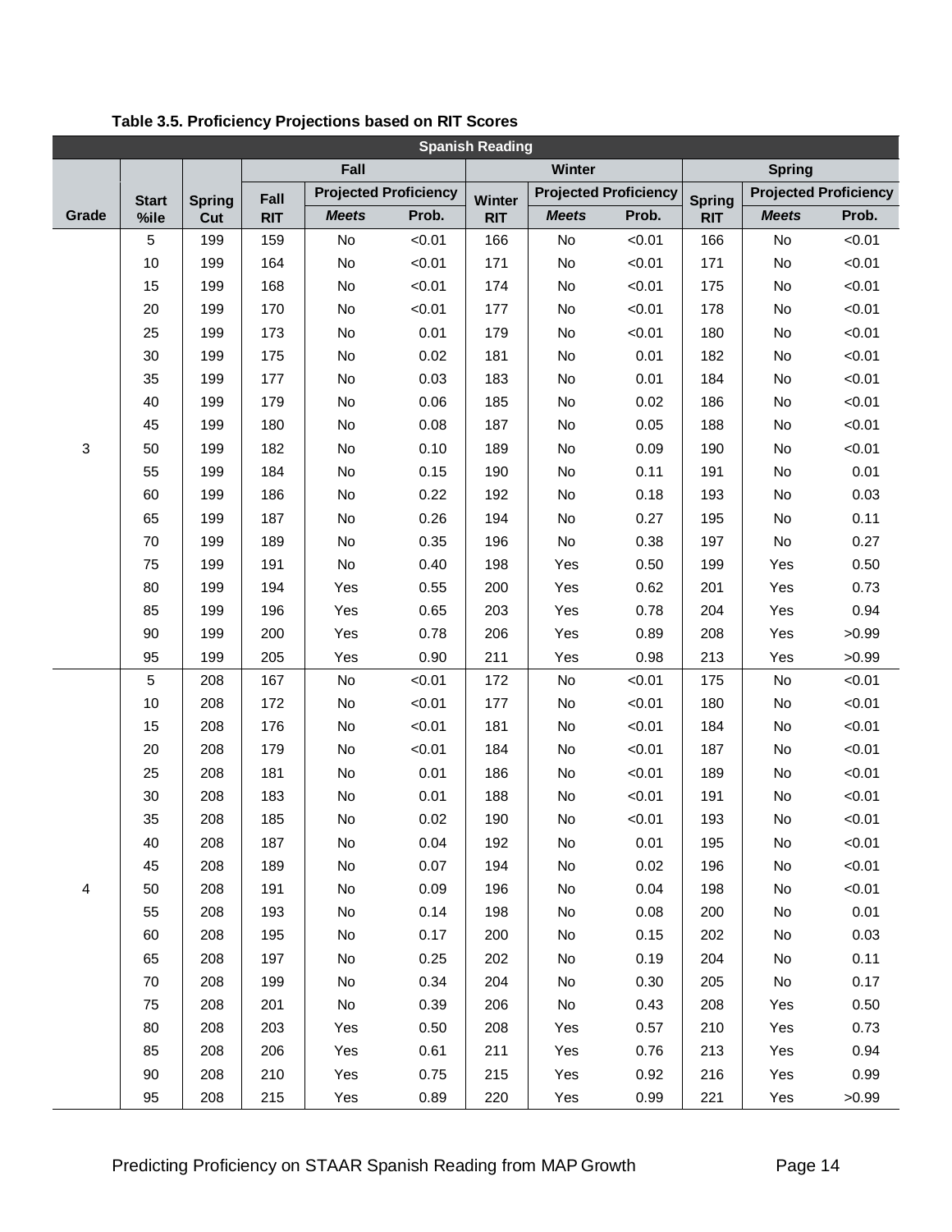**Table 3.5. Proficiency Projections based on RIT Scores**

| Spanish Reading | | | | | | | | | | | |
|---|---|---|---|---|---|---|---|---|---|---|---|
| | | | Fall | | | Winter | | | Spring | | |
| | Start | Spring | Fall | Projected Proficiency | | Winter | Projected Proficiency | | Spring | Projected Proficiency | |
| Grade | %ile | Cut | RIT | *Meets* | Prob. | RIT | *Meets* | Prob. | RIT | *Meets* | Prob. |
| 3 | 5 | 199 | 159 | No | <0.01 | 166 | No | <0.01 | 166 | No | <0.01 |
| | 10 | 199 | 164 | No | <0.01 | 171 | No | <0.01 | 171 | No | <0.01 |
| | 15 | 199 | 168 | No | <0.01 | 174 | No | <0.01 | 175 | No | <0.01 |
| | 20 | 199 | 170 | No | <0.01 | 177 | No | <0.01 | 178 | No | <0.01 |
| | 25 | 199 | 173 | No | 0.01 | 179 | No | <0.01 | 180 | No | <0.01 |
| | 30 | 199 | 175 | No | 0.02 | 181 | No | 0.01 | 182 | No | <0.01 |
| | 35 | 199 | 177 | No | 0.03 | 183 | No | 0.01 | 184 | No | <0.01 |
| | 40 | 199 | 179 | No | 0.06 | 185 | No | 0.02 | 186 | No | <0.01 |
| | 45 | 199 | 180 | No | 0.08 | 187 | No | 0.05 | 188 | No | <0.01 |
| | 50 | 199 | 182 | No | 0.10 | 189 | No | 0.09 | 190 | No | <0.01 |
| | 55 | 199 | 184 | No | 0.15 | 190 | No | 0.11 | 191 | No | 0.01 |
| | 60 | 199 | 186 | No | 0.22 | 192 | No | 0.18 | 193 | No | 0.03 |
| | 65 | 199 | 187 | No | 0.26 | 194 | No | 0.27 | 195 | No | 0.11 |
| | 70 | 199 | 189 | No | 0.35 | 196 | No | 0.38 | 197 | No | 0.27 |
| | 75 | 199 | 191 | No | 0.40 | 198 | Yes | 0.50 | 199 | Yes | 0.50 |
| | 80 | 199 | 194 | Yes | 0.55 | 200 | Yes | 0.62 | 201 | Yes | 0.73 |
| | 85 | 199 | 196 | Yes | 0.65 | 203 | Yes | 0.78 | 204 | Yes | 0.94 |
| | 90 | 199 | 200 | Yes | 0.78 | 206 | Yes | 0.89 | 208 | Yes | >0.99 |
| | 95 | 199 | 205 | Yes | 0.90 | 211 | Yes | 0.98 | 213 | Yes | >0.99 |
| 4 | 5 | 208 | 167 | No | <0.01 | 172 | No | <0.01 | 175 | No | <0.01 |
| | 10 | 208 | 172 | No | <0.01 | 177 | No | <0.01 | 180 | No | <0.01 |
| | 15 | 208 | 176 | No | <0.01 | 181 | No | <0.01 | 184 | No | <0.01 |
| | 20 | 208 | 179 | No | <0.01 | 184 | No | <0.01 | 187 | No | <0.01 |
| | 25 | 208 | 181 | No | 0.01 | 186 | No | <0.01 | 189 | No | <0.01 |
| | 30 | 208 | 183 | No | 0.01 | 188 | No | <0.01 | 191 | No | <0.01 |
| | 35 | 208 | 185 | No | 0.02 | 190 | No | <0.01 | 193 | No | <0.01 |
| | 40 | 208 | 187 | No | 0.04 | 192 | No | 0.01 | 195 | No | <0.01 |
| | 45 | 208 | 189 | No | 0.07 | 194 | No | 0.02 | 196 | No | <0.01 |
| | 50 | 208 | 191 | No | 0.09 | 196 | No | 0.04 | 198 | No | <0.01 |
| | 55 | 208 | 193 | No | 0.14 | 198 | No | 0.08 | 200 | No | 0.01 |
| | 60 | 208 | 195 | No | 0.17 | 200 | No | 0.15 | 202 | No | 0.03 |
| | 65 | 208 | 197 | No | 0.25 | 202 | No | 0.19 | 204 | No | 0.11 |
| | 70 | 208 | 199 | No | 0.34 | 204 | No | 0.30 | 205 | No | 0.17 |
| | 75 | 208 | 201 | No | 0.39 | 206 | No | 0.43 | 208 | Yes | 0.50 |
| | 80 | 208 | 203 | Yes | 0.50 | 208 | Yes | 0.57 | 210 | Yes | 0.73 |
| | 85 | 208 | 206 | Yes | 0.61 | 211 | Yes | 0.76 | 213 | Yes | 0.94 |
| | 90 | 208 | 210 | Yes | 0.75 | 215 | Yes | 0.92 | 216 | Yes | 0.99 |
| | 95 | 208 | 215 | Yes | 0.89 | 220 | Yes | 0.99 | 221 | Yes | >0.99 |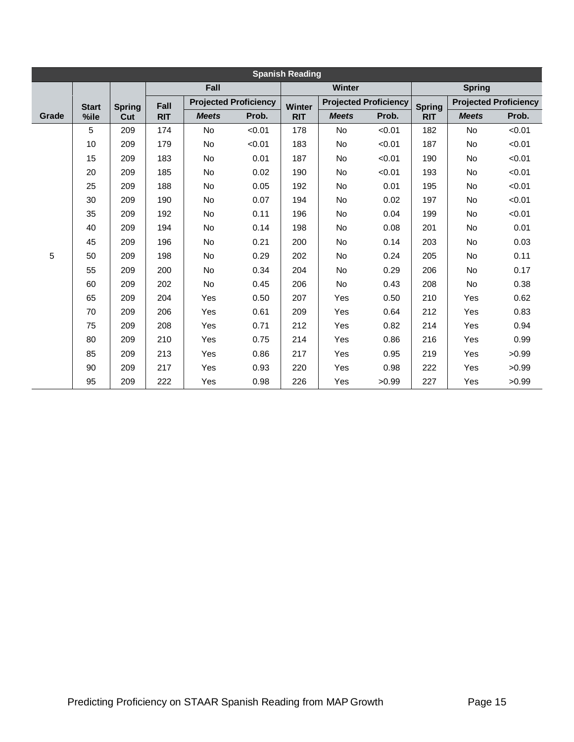| Spanish Reading | | | | | | | | | | | |
|---|---|---|---|---|---|---|---|---|---|---|---|
| | | | Fall | | | Winter | | | Spring | | |
| Grade | Start %ile | Spring Cut | Fall RIT | Projected Proficiency *Meets* | Prob. | Winter RIT | Projected Proficiency *Meets* | Prob. | Spring RIT | Projected Proficiency *Meets* | Prob. |
| 5 | 5 | 209 | 174 | No | <0.01 | 178 | No | <0.01 | 182 | No | <0.01 |
| | 10 | 209 | 179 | No | <0.01 | 183 | No | <0.01 | 187 | No | <0.01 |
| | 15 | 209 | 183 | No | 0.01 | 187 | No | <0.01 | 190 | No | <0.01 |
| | 20 | 209 | 185 | No | 0.02 | 190 | No | <0.01 | 193 | No | <0.01 |
| | 25 | 209 | 188 | No | 0.05 | 192 | No | 0.01 | 195 | No | <0.01 |
| | 30 | 209 | 190 | No | 0.07 | 194 | No | 0.02 | 197 | No | <0.01 |
| | 35 | 209 | 192 | No | 0.11 | 196 | No | 0.04 | 199 | No | <0.01 |
| | 40 | 209 | 194 | No | 0.14 | 198 | No | 0.08 | 201 | No | 0.01 |
| | 45 | 209 | 196 | No | 0.21 | 200 | No | 0.14 | 203 | No | 0.03 |
| | 50 | 209 | 198 | No | 0.29 | 202 | No | 0.24 | 205 | No | 0.11 |
| | 55 | 209 | 200 | No | 0.34 | 204 | No | 0.29 | 206 | No | 0.17 |
| | 60 | 209 | 202 | No | 0.45 | 206 | No | 0.43 | 208 | No | 0.38 |
| | 65 | 209 | 204 | Yes | 0.50 | 207 | Yes | 0.50 | 210 | Yes | 0.62 |
| | 70 | 209 | 206 | Yes | 0.61 | 209 | Yes | 0.64 | 212 | Yes | 0.83 |
| | 75 | 209 | 208 | Yes | 0.71 | 212 | Yes | 0.82 | 214 | Yes | 0.94 |
| | 80 | 209 | 210 | Yes | 0.75 | 214 | Yes | 0.86 | 216 | Yes | 0.99 |
| | 85 | 209 | 213 | Yes | 0.86 | 217 | Yes | 0.95 | 219 | Yes | >0.99 |
| | 90 | 209 | 217 | Yes | 0.93 | 220 | Yes | 0.98 | 222 | Yes | >0.99 |
| | 95 | 209 | 222 | Yes | 0.98 | 226 | Yes | >0.99 | 227 | Yes | >0.99 |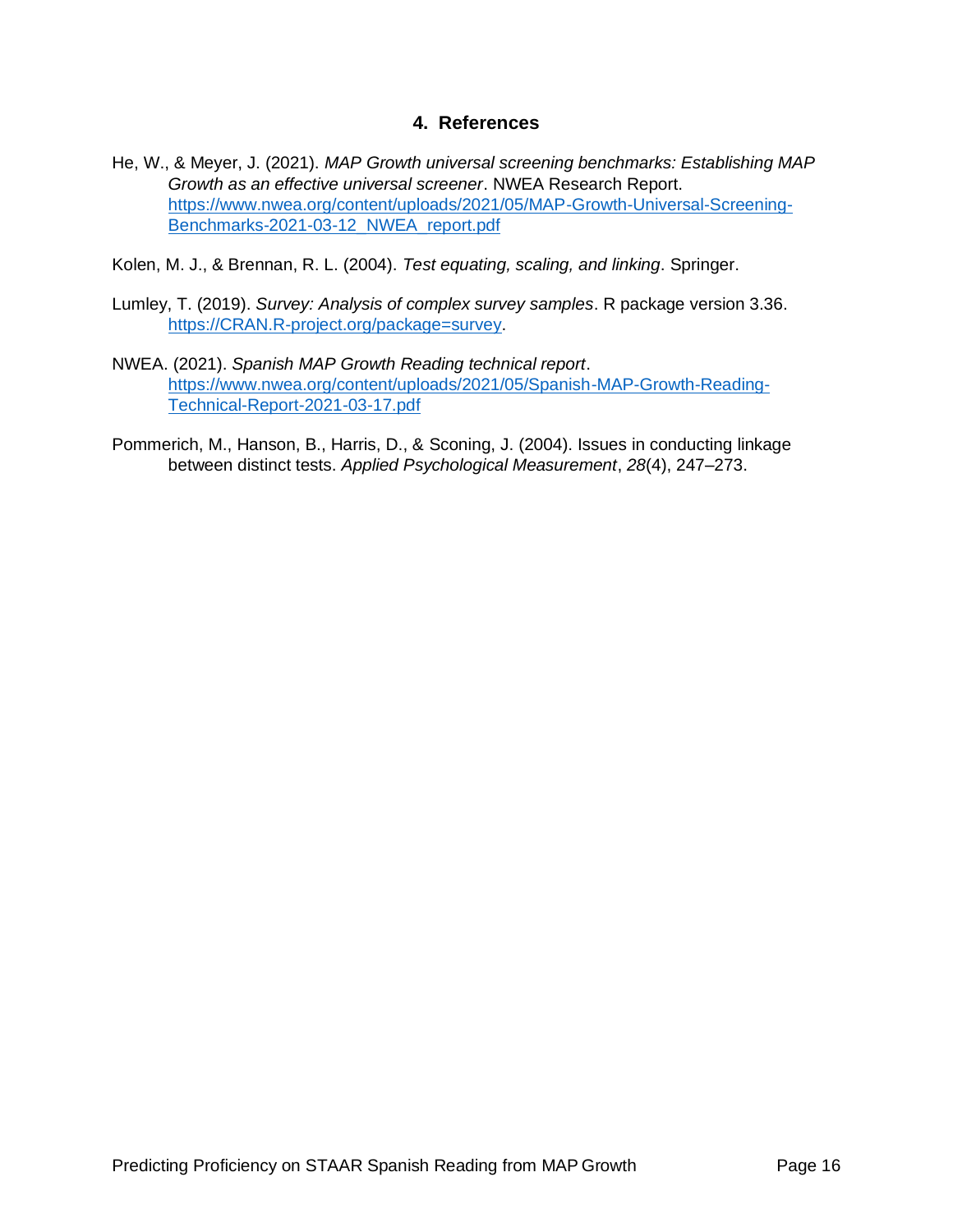## 4. References

He, W., & Meyer, J. (2021). *MAP Growth universal screening benchmarks: Establishing MAP Growth as an effective universal screener*. NWEA Research Report. https://www.nwea.org/content/uploads/2021/05/MAP-Growth-Universal-Screening-Benchmarks-2021-03-12_NWEA_report.pdf

Kolen, M. J., & Brennan, R. L. (2004). *Test equating, scaling, and linking*. Springer.

Lumley, T. (2019). *Survey: Analysis of complex survey samples*. R package version 3.36. https://CRAN.R-project.org/package=survey.

NWEA. (2021). *Spanish MAP Growth Reading technical report*. https://www.nwea.org/content/uploads/2021/05/Spanish-MAP-Growth-Reading-Technical-Report-2021-03-17.pdf

Pommerich, M., Hanson, B., Harris, D., & Sconing, J. (2004). Issues in conducting linkage between distinct tests. *Applied Psychological Measurement*, *28*(4), 247–273.